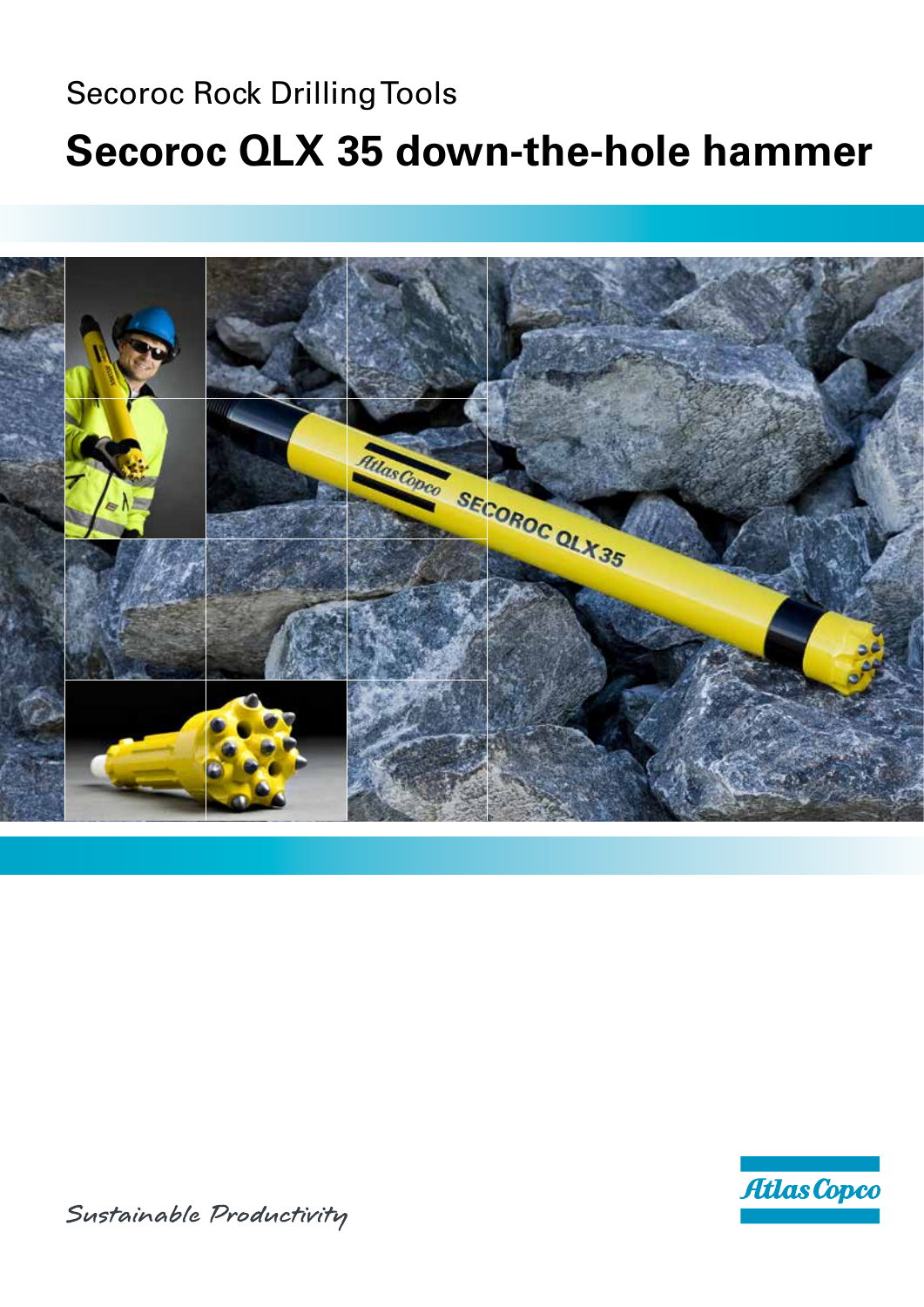Secoroc Rock Drilling Tools

# Secoroc QLX 35 down-the-hole hammer

*Sustainable Productivity*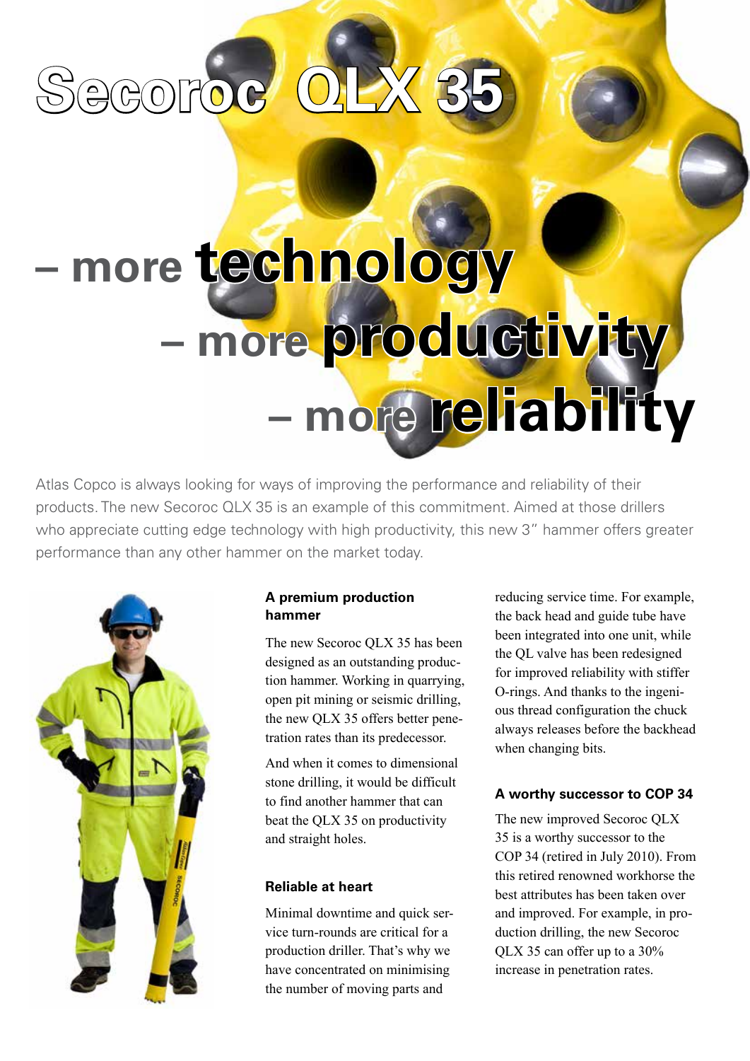# Secoroc QLX 35

## – more technology – more productivity – more reliability

Atlas Copco is always looking for ways of improving the performance and reliability of their products. The new Secoroc QLX 35 is an example of this commitment. Aimed at those drillers who appreciate cutting edge technology with high productivity, this new 3" hammer offers greater performance than any other hammer on the market today.

### A premium production hammer

The new Secoroc QLX 35 has been designed as an outstanding production hammer. Working in quarrying, open pit mining or seismic drilling, the new QLX 35 offers better penetration rates than its predecessor.

And when it comes to dimensional stone drilling, it would be difficult to find another hammer that can beat the QLX 35 on productivity and straight holes.

### Reliable at heart

Minimal downtime and quick service turn-rounds are critical for a production driller. That's why we have concentrated on minimising the number of moving parts and reducing service time. For example, the back head and guide tube have been integrated into one unit, while the QL valve has been redesigned for improved reliability with stiffer O-rings. And thanks to the ingenious thread configuration the chuck always releases before the backhead when changing bits.

### A worthy successor to COP 34

The new improved Secoroc QLX 35 is a worthy successor to the COP 34 (retired in July 2010). From this retired renowned workhorse the best attributes has been taken over and improved. For example, in production drilling, the new Secoroc QLX 35 can offer up to a 30% increase in penetration rates.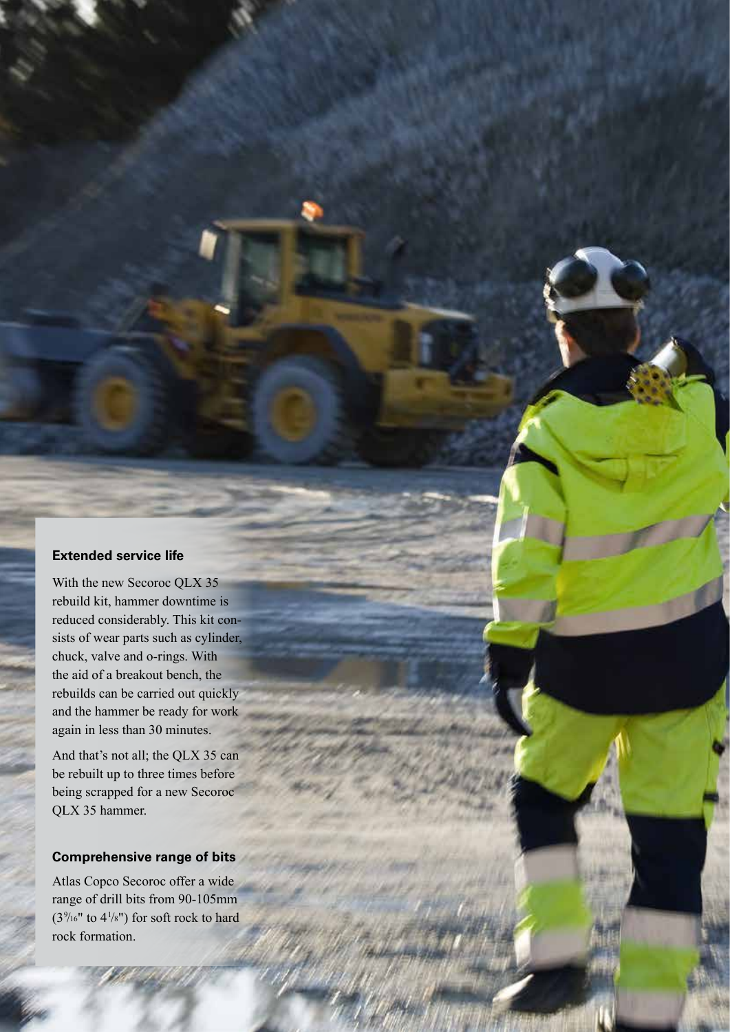### Extended service life

With the new Secoroc QLX 35 rebuild kit, hammer downtime is reduced considerably. This kit consists of wear parts such as cylinder, chuck, valve and o-rings. With the aid of a breakout bench, the rebuilds can be carried out quickly and the hammer be ready for work again in less than 30 minutes.

And that's not all; the QLX 35 can be rebuilt up to three times before being scrapped for a new Secoroc QLX 35 hammer.

### Comprehensive range of bits

Atlas Copco Secoroc offer a wide range of drill bits from 90-105mm (3 9/16" to 4 1/8") for soft rock to hard rock formation.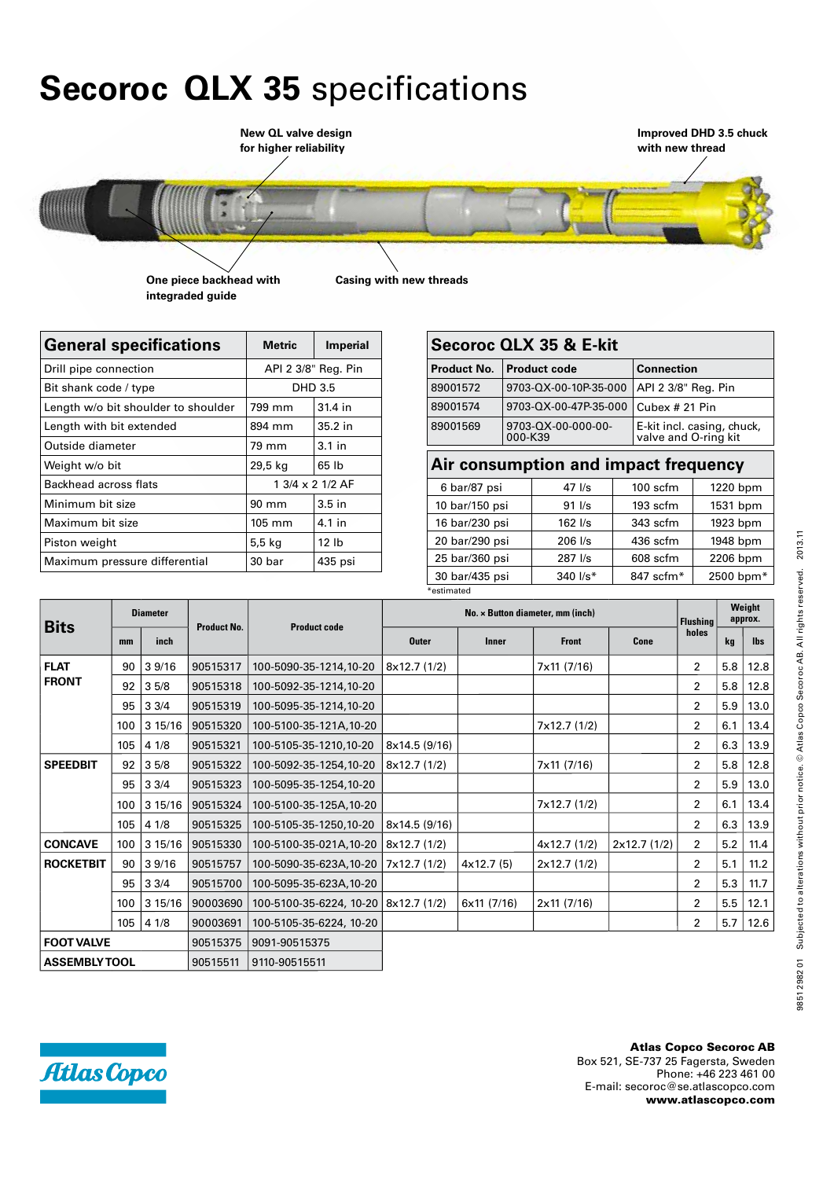# Secoroc QLX 35 specifications

New QL valve design for higher reliability

Improved DHD 3.5 chuck with new thread

One piece backhead with integraded guide

Casing with new threads

| General specifications | Metric | Imperial |
|---|---|---|
| Drill pipe connection | API 2 3/8" Reg. Pin | |
| Bit shank code / type | DHD 3.5 | |
| Length w/o bit shoulder to shoulder | 799 mm | 31.4 in |
| Length with bit extended | 894 mm | 35.2 in |
| Outside diameter | 79 mm | 3.1 in |
| Weight w/o bit | 29,5 kg | 65 lb |
| Backhead across flats | 1 3/4 x 2 1/2 AF | |
| Minimum bit size | 90 mm | 3.5 in |
| Maximum bit size | 105 mm | 4.1 in |
| Piston weight | 5,5 kg | 12 lb |
| Maximum pressure differential | 30 bar | 435 psi |

## Secoroc QLX 35 & E-kit

| Product No. | Product code | Connection |
|---|---|---|
| 89001572 | 9703-QX-00-10P-35-000 | API 2 3/8" Reg. Pin |
| 89001574 | 9703-QX-00-47P-35-000 | Cubex # 21 Pin |
| 89001569 | 9703-QX-00-000-00-000-K39 | E-kit incl. casing, chuck, valve and O-ring kit |

## Air consumption and impact frequency

| | | | |
|---|---|---|---|
| 6 bar/87 psi | 47 l/s | 100 scfm | 1220 bpm |
| 10 bar/150 psi | 91 l/s | 193 scfm | 1531 bpm |
| 16 bar/230 psi | 162 l/s | 343 scfm | 1923 bpm |
| 20 bar/290 psi | 206 l/s | 436 scfm | 1948 bpm |
| 25 bar/360 psi | 287 l/s | 608 scfm | 2206 bpm |
| 30 bar/435 psi | 340 l/s* | 847 scfm* | 2500 bpm* |

*estimated

| Bits | Diameter | | Product No. | Product code | No. × Button diameter, mm (inch) | | | | Flushing holes | Weight approx. | |
|---|---|---|---|---|---|---|---|---|---|---|---|
| | mm | inch | | | Outer | Inner | Front | Cone | | kg | lbs |
| FLAT FRONT | 90 | 3 9/16 | 90515317 | 100-5090-35-1214,10-20 | 8x12.7 (1/2) | | 7x11 (7/16) | | 2 | 5.8 | 12.8 |
| | 92 | 3 5/8 | 90515318 | 100-5092-35-1214,10-20 | | | | | 2 | 5.8 | 12.8 |
| | 95 | 3 3/4 | 90515319 | 100-5095-35-1214,10-20 | | | | | 2 | 5.9 | 13.0 |
| | 100 | 3 15/16 | 90515320 | 100-5100-35-121A,10-20 | | | 7x12.7 (1/2) | | 2 | 6.1 | 13.4 |
| | 105 | 4 1/8 | 90515321 | 100-5105-35-1210,10-20 | 8x14.5 (9/16) | | | | 2 | 6.3 | 13.9 |
| SPEEDBIT | 92 | 3 5/8 | 90515322 | 100-5092-35-1254,10-20 | 8x12.7 (1/2) | | 7x11 (7/16) | | 2 | 5.8 | 12.8 |
| | 95 | 3 3/4 | 90515323 | 100-5095-35-1254,10-20 | | | | | 2 | 5.9 | 13.0 |
| | 100 | 3 15/16 | 90515324 | 100-5100-35-125A,10-20 | | | 7x12.7 (1/2) | | 2 | 6.1 | 13.4 |
| | 105 | 4 1/8 | 90515325 | 100-5105-35-1250,10-20 | 8x14.5 (9/16) | | | | 2 | 6.3 | 13.9 |
| CONCAVE | 100 | 3 15/16 | 90515330 | 100-5100-35-021A,10-20 | 8x12.7 (1/2) | | 4x12.7 (1/2) | 2x12.7 (1/2) | 2 | 5.2 | 11.4 |
| ROCKETBIT | 90 | 3 9/16 | 90515757 | 100-5090-35-623A,10-20 | 7x12.7 (1/2) | 4x12.7 (5) | 2x12.7 (1/2) | | 2 | 5.1 | 11.2 |
| | 95 | 3 3/4 | 90515700 | 100-5095-35-623A,10-20 | | | | | 2 | 5.3 | 11.7 |
| | 100 | 3 15/16 | 90003690 | 100-5100-35-6224, 10-20 | 8x12.7 (1/2) | 6x11 (7/16) | 2x11 (7/16) | | 2 | 5.5 | 12.1 |
| | 105 | 4 1/8 | 90003691 | 100-5105-35-6224, 10-20 | | | | | 2 | 5.7 | 12.6 |
| FOOT VALVE | | | 90515375 | 9091-90515375 | | | | | | | |
| ASSEMBLY TOOL | | | 90515511 | 9110-90515511 | | | | | | | |

9851 2982 01 Subjected to alterations without prior notice. © Atlas Copco Secoroc AB. All rights reserved. 2013.11

Atlas Copco

**Atlas Copco Secoroc AB**
Box 521, SE-737 25 Fagersta, Sweden
Phone: +46 223 461 00
E-mail: secoroc@se.atlascopco.com
**www.atlascopco.com**